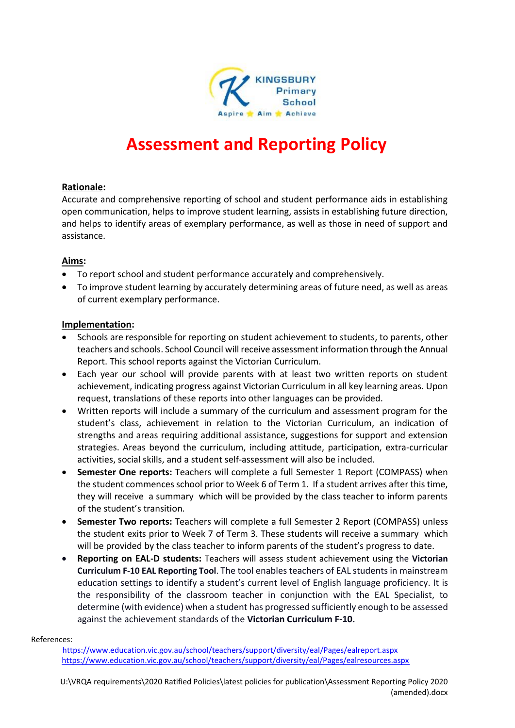KINGSBURY Primary School

Aspire Aim Achieve

# Assessment and Reporting Policy

**Rationale:**

Accurate and comprehensive reporting of school and student performance aids in establishing open communication, helps to improve student learning, assists in establishing future direction, and helps to identify areas of exemplary performance, as well as those in need of support and assistance.

**Aims:**

- To report school and student performance accurately and comprehensively.
- To improve student learning by accurately determining areas of future need, as well as areas of current exemplary performance.

**Implementation:**

- Schools are responsible for reporting on student achievement to students, to parents, other teachers and schools. School Council will receive assessment information through the Annual Report. This school reports against the Victorian Curriculum.
- Each year our school will provide parents with at least two written reports on student achievement, indicating progress against Victorian Curriculum in all key learning areas. Upon request, translations of these reports into other languages can be provided.
- Written reports will include a summary of the curriculum and assessment program for the student's class, achievement in relation to the Victorian Curriculum, an indication of strengths and areas requiring additional assistance, suggestions for support and extension strategies. Areas beyond the curriculum, including attitude, participation, extra-curricular activities, social skills, and a student self-assessment will also be included.
- **Semester One reports:** Teachers will complete a full Semester 1 Report (COMPASS) when the student commences school prior to Week 6 of Term 1. If a student arrives after this time, they will receive a summary which will be provided by the class teacher to inform parents of the student's transition.
- **Semester Two reports:** Teachers will complete a full Semester 2 Report (COMPASS) unless the student exits prior to Week 7 of Term 3. These students will receive a summary which will be provided by the class teacher to inform parents of the student's progress to date.
- **Reporting on EAL-D students:** Teachers will assess student achievement using the **Victorian Curriculum F-10 EAL Reporting Tool**. The tool enables teachers of EAL students in mainstream education settings to identify a student's current level of English language proficiency. It is the responsibility of the classroom teacher in conjunction with the EAL Specialist, to determine (with evidence) when a student has progressed sufficiently enough to be assessed against the achievement standards of the **Victorian Curriculum F-10.**

References:

https://www.education.vic.gov.au/school/teachers/support/diversity/eal/Pages/ealreport.aspx
https://www.education.vic.gov.au/school/teachers/support/diversity/eal/Pages/ealresources.aspx

U:\VRQA requirements\2020 Ratified Policies\latest policies for publication\Assessment Reporting Policy 2020 (amended).docx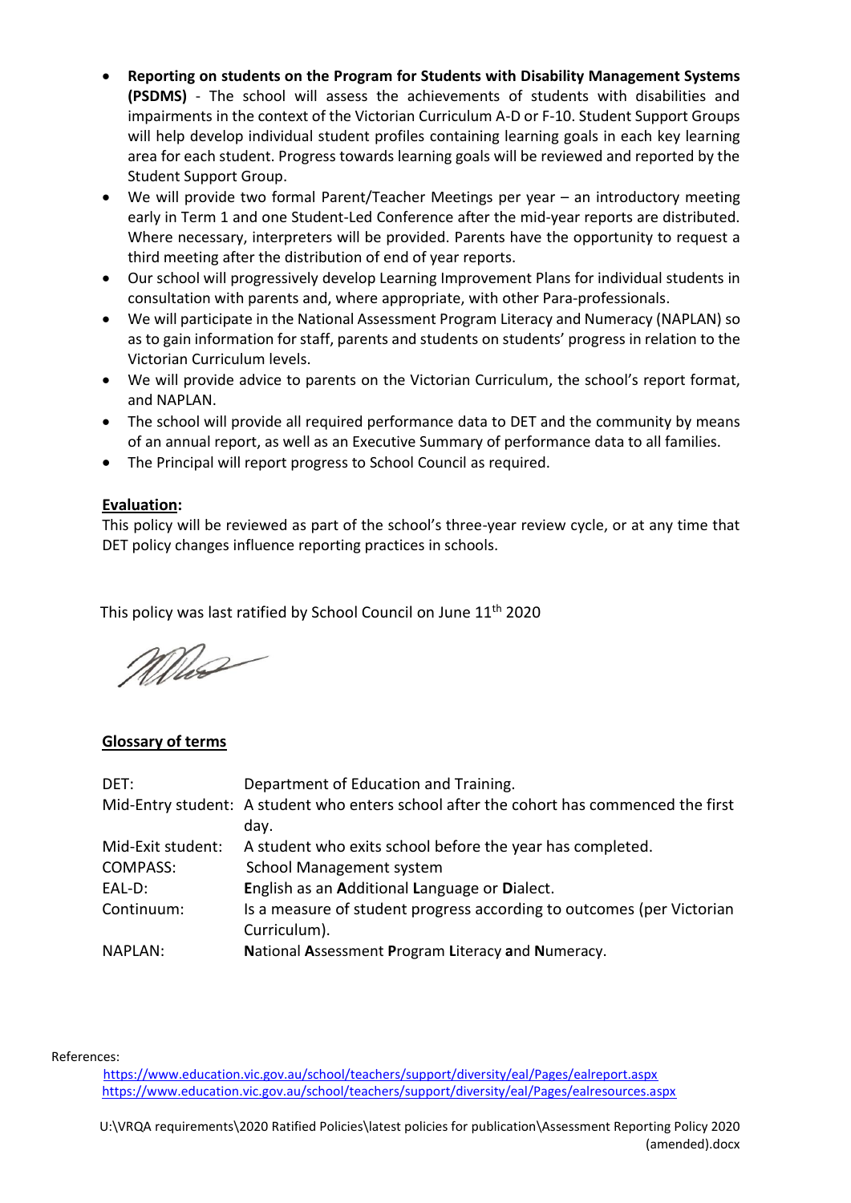- **Reporting on students on the Program for Students with Disability Management Systems (PSDMS)** - The school will assess the achievements of students with disabilities and impairments in the context of the Victorian Curriculum A-D or F-10. Student Support Groups will help develop individual student profiles containing learning goals in each key learning area for each student. Progress towards learning goals will be reviewed and reported by the Student Support Group.
- We will provide two formal Parent/Teacher Meetings per year – an introductory meeting early in Term 1 and one Student-Led Conference after the mid-year reports are distributed. Where necessary, interpreters will be provided. Parents have the opportunity to request a third meeting after the distribution of end of year reports.
- Our school will progressively develop Learning Improvement Plans for individual students in consultation with parents and, where appropriate, with other Para-professionals.
- We will participate in the National Assessment Program Literacy and Numeracy (NAPLAN) so as to gain information for staff, parents and students on students' progress in relation to the Victorian Curriculum levels.
- We will provide advice to parents on the Victorian Curriculum, the school's report format, and NAPLAN.
- The school will provide all required performance data to DET and the community by means of an annual report, as well as an Executive Summary of performance data to all families.
- The Principal will report progress to School Council as required.

**<u>Evaluation</u>:**

This policy will be reviewed as part of the school's three-year review cycle, or at any time that DET policy changes influence reporting practices in schools.

This policy was last ratified by School Council on June 11th 2020

**<u>Glossary of terms</u>**

| | |
|---|---|
| DET: | Department of Education and Training. |
| Mid-Entry student: | A student who enters school after the cohort has commenced the first day. |
| Mid-Exit student: | A student who exits school before the year has completed. |
| COMPASS: | School Management system |
| EAL-D: | **E**nglish as an **A**dditional **L**anguage or **D**ialect. |
| Continuum: | Is a measure of student progress according to outcomes (per Victorian Curriculum). |
| NAPLAN: | **N**ational **A**ssessment **P**rogram **L**iteracy **a**nd **N**umeracy. |

References:

https://www.education.vic.gov.au/school/teachers/support/diversity/eal/Pages/ealreport.aspx
https://www.education.vic.gov.au/school/teachers/support/diversity/eal/Pages/ealresources.aspx

U:\VRQA requirements\2020 Ratified Policies\latest policies for publication\Assessment Reporting Policy 2020 (amended).docx